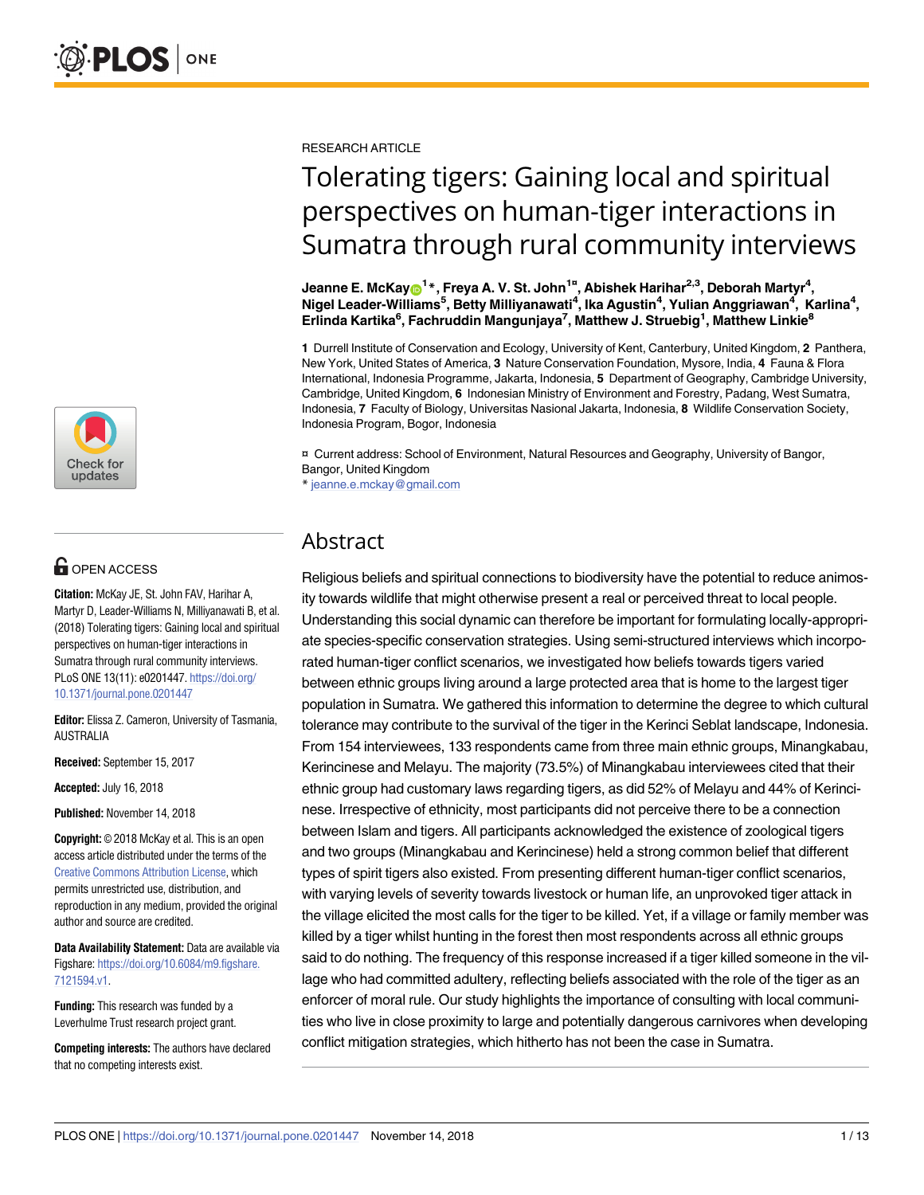RESEARCH ARTICLE

# Tolerating tigers: Gaining local and spiritual perspectives on human-tiger interactions in Sumatra through rural community interviews

**Jeanne E. McKay[1]*, Freya A. V. St. John[1¤], Abishek Harihar[2,3], Deborah Martyr[4], Nigel Leader-Williams[5], Betty Milliyanawati[4], Ika Agustin[4], Yulian Anggriawan[4], Karlina[4], Erlinda Kartika[6], Fachruddin Mangunjaya[7], Matthew J. Struebig[1], Matthew Linkie[8]**

**1** Durrell Institute of Conservation and Ecology, University of Kent, Canterbury, United Kingdom, **2** Panthera, New York, United States of America, **3** Nature Conservation Foundation, Mysore, India, **4** Fauna & Flora International, Indonesia Programme, Jakarta, Indonesia, **5** Department of Geography, Cambridge University, Cambridge, United Kingdom, **6** Indonesian Ministry of Environment and Forestry, Padang, West Sumatra, Indonesia, **7** Faculty of Biology, Universitas Nasional Jakarta, Indonesia, **8** Wildlife Conservation Society, Indonesia Program, Bogor, Indonesia

¤ Current address: School of Environment, Natural Resources and Geography, University of Bangor, Bangor, United Kingdom

* jeanne.e.mckay@gmail.com

OPEN ACCESS

**Citation:** McKay JE, St. John FAV, Harihar A, Martyr D, Leader-Williams N, Milliyanawati B, et al. (2018) Tolerating tigers: Gaining local and spiritual perspectives on human-tiger interactions in Sumatra through rural community interviews. PLoS ONE 13(11): e0201447. https://doi.org/10.1371/journal.pone.0201447

**Editor:** Elissa Z. Cameron, University of Tasmania, AUSTRALIA

**Received:** September 15, 2017

**Accepted:** July 16, 2018

**Published:** November 14, 2018

**Copyright:** © 2018 McKay et al. This is an open access article distributed under the terms of the Creative Commons Attribution License, which permits unrestricted use, distribution, and reproduction in any medium, provided the original author and source are credited.

**Data Availability Statement:** Data are available via Figshare: https://doi.org/10.6084/m9.figshare.7121594.v1.

**Funding:** This research was funded by a Leverhulme Trust research project grant.

**Competing interests:** The authors have declared that no competing interests exist.

## Abstract

Religious beliefs and spiritual connections to biodiversity have the potential to reduce animosity towards wildlife that might otherwise present a real or perceived threat to local people. Understanding this social dynamic can therefore be important for formulating locally-appropriate species-specific conservation strategies. Using semi-structured interviews which incorporated human-tiger conflict scenarios, we investigated how beliefs towards tigers varied between ethnic groups living around a large protected area that is home to the largest tiger population in Sumatra. We gathered this information to determine the degree to which cultural tolerance may contribute to the survival of the tiger in the Kerinci Seblat landscape, Indonesia. From 154 interviewees, 133 respondents came from three main ethnic groups, Minangkabau, Kerincinese and Melayu. The majority (73.5%) of Minangkabau interviewees cited that their ethnic group had customary laws regarding tigers, as did 52% of Melayu and 44% of Kerincinese. Irrespective of ethnicity, most participants did not perceive there to be a connection between Islam and tigers. All participants acknowledged the existence of zoological tigers and two groups (Minangkabau and Kerincinese) held a strong common belief that different types of spirit tigers also existed. From presenting different human-tiger conflict scenarios, with varying levels of severity towards livestock or human life, an unprovoked tiger attack in the village elicited the most calls for the tiger to be killed. Yet, if a village or family member was killed by a tiger whilst hunting in the forest then most respondents across all ethnic groups said to do nothing. The frequency of this response increased if a tiger killed someone in the village who had committed adultery, reflecting beliefs associated with the role of the tiger as an enforcer of moral rule. Our study highlights the importance of consulting with local communities who live in close proximity to large and potentially dangerous carnivores when developing conflict mitigation strategies, which hitherto has not been the case in Sumatra.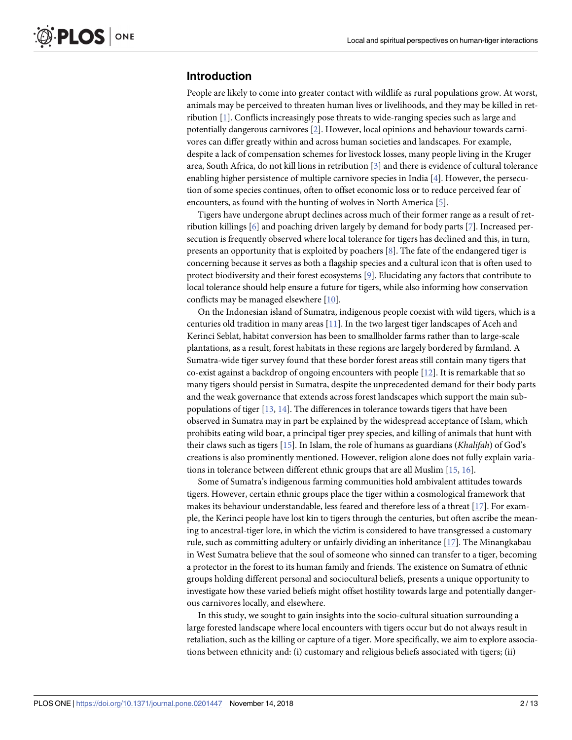## Introduction

People are likely to come into greater contact with wildlife as rural populations grow. At worst, animals may be perceived to threaten human lives or livelihoods, and they may be killed in retribution [1]. Conflicts increasingly pose threats to wide-ranging species such as large and potentially dangerous carnivores [2]. However, local opinions and behaviour towards carnivores can differ greatly within and across human societies and landscapes. For example, despite a lack of compensation schemes for livestock losses, many people living in the Kruger area, South Africa, do not kill lions in retribution [3] and there is evidence of cultural tolerance enabling higher persistence of multiple carnivore species in India [4]. However, the persecution of some species continues, often to offset economic loss or to reduce perceived fear of encounters, as found with the hunting of wolves in North America [5].

Tigers have undergone abrupt declines across much of their former range as a result of retribution killings [6] and poaching driven largely by demand for body parts [7]. Increased persecution is frequently observed where local tolerance for tigers has declined and this, in turn, presents an opportunity that is exploited by poachers [8]. The fate of the endangered tiger is concerning because it serves as both a flagship species and a cultural icon that is often used to protect biodiversity and their forest ecosystems [9]. Elucidating any factors that contribute to local tolerance should help ensure a future for tigers, while also informing how conservation conflicts may be managed elsewhere [10].

On the Indonesian island of Sumatra, indigenous people coexist with wild tigers, which is a centuries old tradition in many areas [11]. In the two largest tiger landscapes of Aceh and Kerinci Seblat, habitat conversion has been to smallholder farms rather than to large-scale plantations, as a result, forest habitats in these regions are largely bordered by farmland. A Sumatra-wide tiger survey found that these border forest areas still contain many tigers that co-exist against a backdrop of ongoing encounters with people [12]. It is remarkable that so many tigers should persist in Sumatra, despite the unprecedented demand for their body parts and the weak governance that extends across forest landscapes which support the main sub-populations of tiger [13, 14]. The differences in tolerance towards tigers that have been observed in Sumatra may in part be explained by the widespread acceptance of Islam, which prohibits eating wild boar, a principal tiger prey species, and killing of animals that hunt with their claws such as tigers [15]. In Islam, the role of humans as guardians (*Khalifah*) of God's creations is also prominently mentioned. However, religion alone does not fully explain variations in tolerance between different ethnic groups that are all Muslim [15, 16].

Some of Sumatra's indigenous farming communities hold ambivalent attitudes towards tigers. However, certain ethnic groups place the tiger within a cosmological framework that makes its behaviour understandable, less feared and therefore less of a threat [17]. For example, the Kerinci people have lost kin to tigers through the centuries, but often ascribe the meaning to ancestral-tiger lore, in which the victim is considered to have transgressed a customary rule, such as committing adultery or unfairly dividing an inheritance [17]. The Minangkabau in West Sumatra believe that the soul of someone who sinned can transfer to a tiger, becoming a protector in the forest to its human family and friends. The existence on Sumatra of ethnic groups holding different personal and sociocultural beliefs, presents a unique opportunity to investigate how these varied beliefs might offset hostility towards large and potentially dangerous carnivores locally, and elsewhere.

In this study, we sought to gain insights into the socio-cultural situation surrounding a large forested landscape where local encounters with tigers occur but do not always result in retaliation, such as the killing or capture of a tiger. More specifically, we aim to explore associations between ethnicity and: (i) customary and religious beliefs associated with tigers; (ii)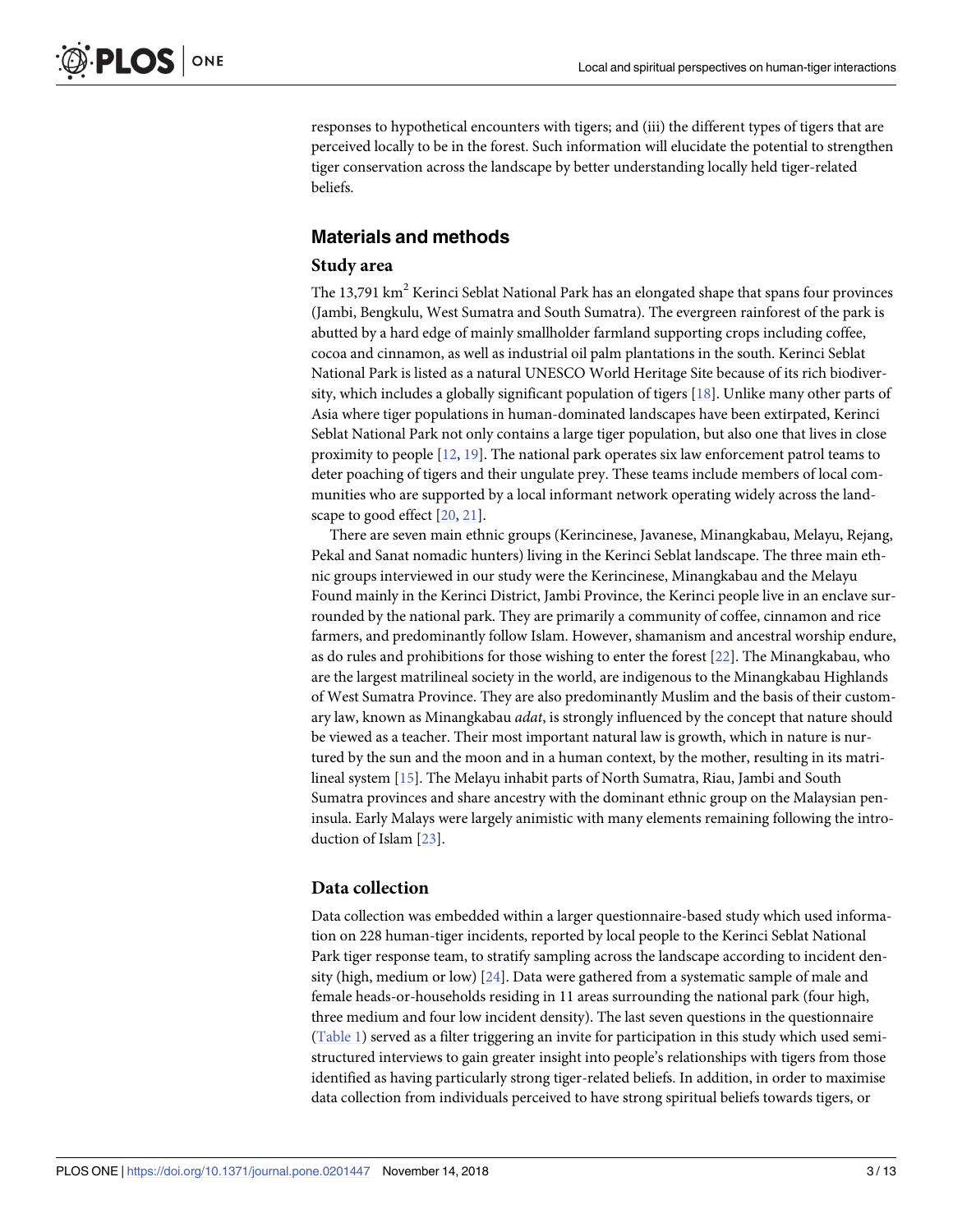responses to hypothetical encounters with tigers; and (iii) the different types of tigers that are perceived locally to be in the forest. Such information will elucidate the potential to strengthen tiger conservation across the landscape by better understanding locally held tiger-related beliefs.

## Materials and methods

### Study area

The 13,791 km$^2$ Kerinci Seblat National Park has an elongated shape that spans four provinces (Jambi, Bengkulu, West Sumatra and South Sumatra). The evergreen rainforest of the park is abutted by a hard edge of mainly smallholder farmland supporting crops including coffee, cocoa and cinnamon, as well as industrial oil palm plantations in the south. Kerinci Seblat National Park is listed as a natural UNESCO World Heritage Site because of its rich biodiversity, which includes a globally significant population of tigers [18]. Unlike many other parts of Asia where tiger populations in human-dominated landscapes have been extirpated, Kerinci Seblat National Park not only contains a large tiger population, but also one that lives in close proximity to people [12, 19]. The national park operates six law enforcement patrol teams to deter poaching of tigers and their ungulate prey. These teams include members of local communities who are supported by a local informant network operating widely across the landscape to good effect [20, 21].

There are seven main ethnic groups (Kerincinese, Javanese, Minangkabau, Melayu, Rejang, Pekal and Sanat nomadic hunters) living in the Kerinci Seblat landscape. The three main ethnic groups interviewed in our study were the Kerincinese, Minangkabau and the Melayu Found mainly in the Kerinci District, Jambi Province, the Kerinci people live in an enclave surrounded by the national park. They are primarily a community of coffee, cinnamon and rice farmers, and predominantly follow Islam. However, shamanism and ancestral worship endure, as do rules and prohibitions for those wishing to enter the forest [22]. The Minangkabau, who are the largest matrilineal society in the world, are indigenous to the Minangkabau Highlands of West Sumatra Province. They are also predominantly Muslim and the basis of their customary law, known as Minangkabau *adat*, is strongly influenced by the concept that nature should be viewed as a teacher. Their most important natural law is growth, which in nature is nurtured by the sun and the moon and in a human context, by the mother, resulting in its matrilineal system [15]. The Melayu inhabit parts of North Sumatra, Riau, Jambi and South Sumatra provinces and share ancestry with the dominant ethnic group on the Malaysian peninsula. Early Malays were largely animistic with many elements remaining following the introduction of Islam [23].

### Data collection

Data collection was embedded within a larger questionnaire-based study which used information on 228 human-tiger incidents, reported by local people to the Kerinci Seblat National Park tiger response team, to stratify sampling across the landscape according to incident density (high, medium or low) [24]. Data were gathered from a systematic sample of male and female heads-or-households residing in 11 areas surrounding the national park (four high, three medium and four low incident density). The last seven questions in the questionnaire (Table 1) served as a filter triggering an invite for participation in this study which used semi-structured interviews to gain greater insight into people's relationships with tigers from those identified as having particularly strong tiger-related beliefs. In addition, in order to maximise data collection from individuals perceived to have strong spiritual beliefs towards tigers, or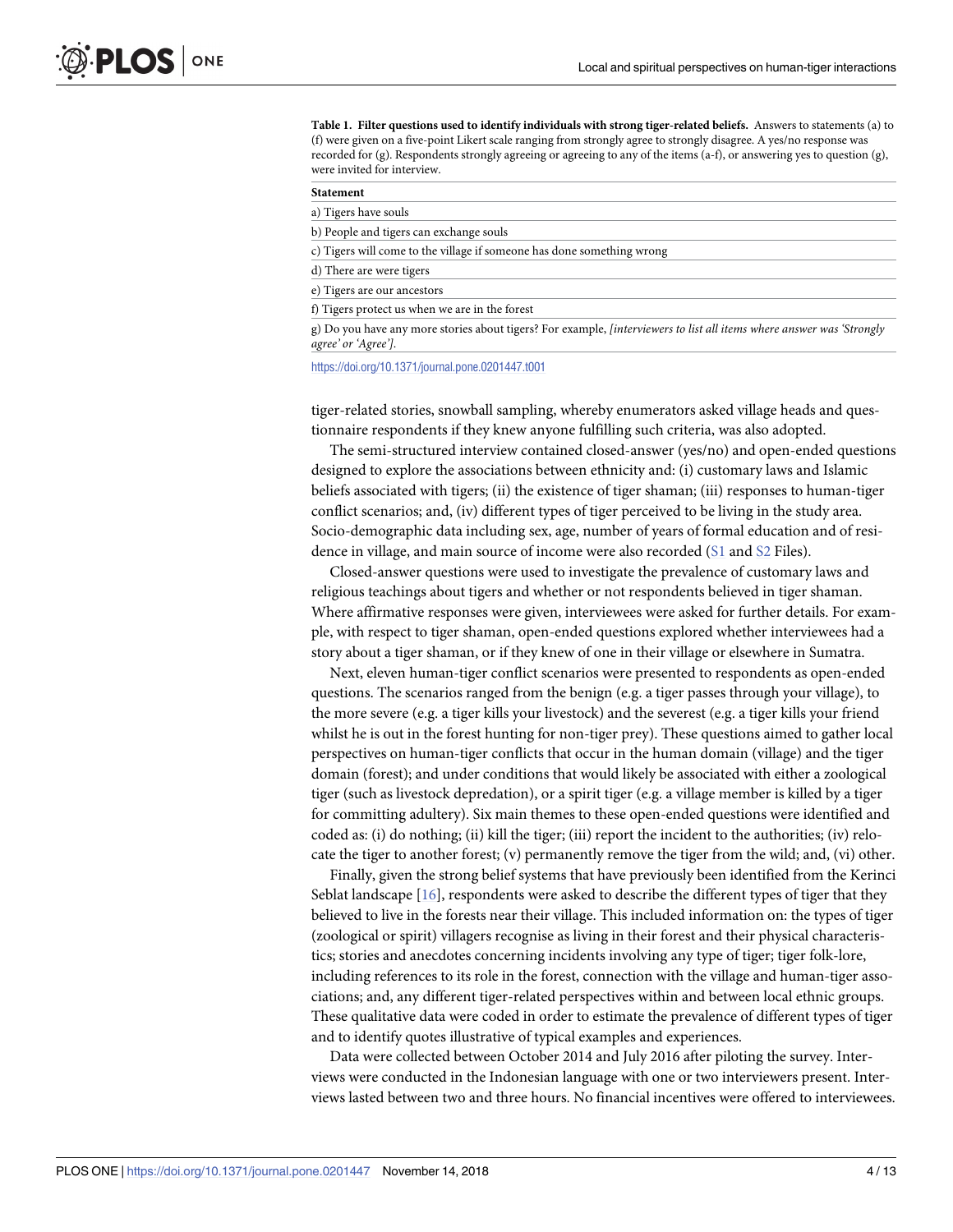**Table 1. Filter questions used to identify individuals with strong tiger-related beliefs.** Answers to statements (a) to (f) were given on a five-point Likert scale ranging from strongly agree to strongly disagree. A yes/no response was recorded for (g). Respondents strongly agreeing or agreeing to any of the items (a-f), or answering yes to question (g), were invited for interview.

| Statement |
|---|
| a) Tigers have souls |
| b) People and tigers can exchange souls |
| c) Tigers will come to the village if someone has done something wrong |
| d) There are were tigers |
| e) Tigers are our ancestors |
| f) Tigers protect us when we are in the forest |
| g) Do you have any more stories about tigers? For example, *[interviewers to list all items where answer was 'Strongly agree' or 'Agree']*. |

https://doi.org/10.1371/journal.pone.0201447.t001

tiger-related stories, snowball sampling, whereby enumerators asked village heads and questionnaire respondents if they knew anyone fulfilling such criteria, was also adopted.

The semi-structured interview contained closed-answer (yes/no) and open-ended questions designed to explore the associations between ethnicity and: (i) customary laws and Islamic beliefs associated with tigers; (ii) the existence of tiger shaman; (iii) responses to human-tiger conflict scenarios; and, (iv) different types of tiger perceived to be living in the study area. Socio-demographic data including sex, age, number of years of formal education and of residence in village, and main source of income were also recorded (S1 and S2 Files).

Closed-answer questions were used to investigate the prevalence of customary laws and religious teachings about tigers and whether or not respondents believed in tiger shaman. Where affirmative responses were given, interviewees were asked for further details. For example, with respect to tiger shaman, open-ended questions explored whether interviewees had a story about a tiger shaman, or if they knew of one in their village or elsewhere in Sumatra.

Next, eleven human-tiger conflict scenarios were presented to respondents as open-ended questions. The scenarios ranged from the benign (e.g. a tiger passes through your village), to the more severe (e.g. a tiger kills your livestock) and the severest (e.g. a tiger kills your friend whilst he is out in the forest hunting for non-tiger prey). These questions aimed to gather local perspectives on human-tiger conflicts that occur in the human domain (village) and the tiger domain (forest); and under conditions that would likely be associated with either a zoological tiger (such as livestock depredation), or a spirit tiger (e.g. a village member is killed by a tiger for committing adultery). Six main themes to these open-ended questions were identified and coded as: (i) do nothing; (ii) kill the tiger; (iii) report the incident to the authorities; (iv) relocate the tiger to another forest; (v) permanently remove the tiger from the wild; and, (vi) other.

Finally, given the strong belief systems that have previously been identified from the Kerinci Seblat landscape [16], respondents were asked to describe the different types of tiger that they believed to live in the forests near their village. This included information on: the types of tiger (zoological or spirit) villagers recognise as living in their forest and their physical characteristics; stories and anecdotes concerning incidents involving any type of tiger; tiger folk-lore, including references to its role in the forest, connection with the village and human-tiger associations; and, any different tiger-related perspectives within and between local ethnic groups. These qualitative data were coded in order to estimate the prevalence of different types of tiger and to identify quotes illustrative of typical examples and experiences.

Data were collected between October 2014 and July 2016 after piloting the survey. Interviews were conducted in the Indonesian language with one or two interviewers present. Interviews lasted between two and three hours. No financial incentives were offered to interviewees.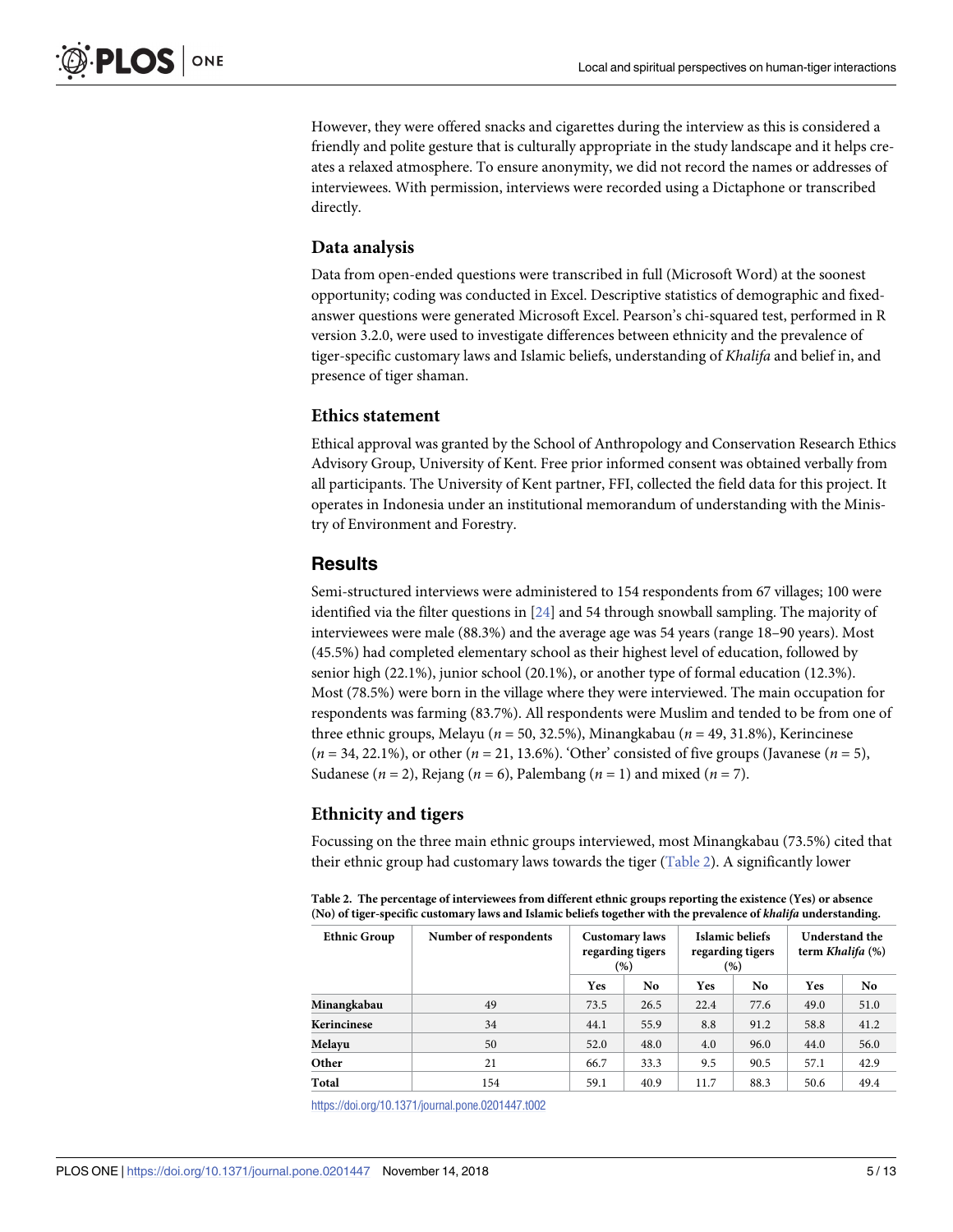However, they were offered snacks and cigarettes during the interview as this is considered a friendly and polite gesture that is culturally appropriate in the study landscape and it helps creates a relaxed atmosphere. To ensure anonymity, we did not record the names or addresses of interviewees. With permission, interviews were recorded using a Dictaphone or transcribed directly.

### Data analysis

Data from open-ended questions were transcribed in full (Microsoft Word) at the soonest opportunity; coding was conducted in Excel. Descriptive statistics of demographic and fixed-answer questions were generated Microsoft Excel. Pearson's chi-squared test, performed in R version 3.2.0, were used to investigate differences between ethnicity and the prevalence of tiger-specific customary laws and Islamic beliefs, understanding of *Khalifa* and belief in, and presence of tiger shaman.

### Ethics statement

Ethical approval was granted by the School of Anthropology and Conservation Research Ethics Advisory Group, University of Kent. Free prior informed consent was obtained verbally from all participants. The University of Kent partner, FFI, collected the field data for this project. It operates in Indonesia under an institutional memorandum of understanding with the Ministry of Environment and Forestry.

## Results

Semi-structured interviews were administered to 154 respondents from 67 villages; 100 were identified via the filter questions in [24] and 54 through snowball sampling. The majority of interviewees were male (88.3%) and the average age was 54 years (range 18–90 years). Most (45.5%) had completed elementary school as their highest level of education, followed by senior high (22.1%), junior school (20.1%), or another type of formal education (12.3%). Most (78.5%) were born in the village where they were interviewed. The main occupation for respondents was farming (83.7%). All respondents were Muslim and tended to be from one of three ethnic groups, Melayu ($n$ = 50, 32.5%), Minangkabau ($n$ = 49, 31.8%), Kerincinese ($n$ = 34, 22.1%), or other ($n$ = 21, 13.6%). 'Other' consisted of five groups (Javanese ($n$ = 5), Sudanese ($n$ = 2), Rejang ($n$ = 6), Palembang ($n$ = 1) and mixed ($n$ = 7).

### Ethnicity and tigers

Focussing on the three main ethnic groups interviewed, most Minangkabau (73.5%) cited that their ethnic group had customary laws towards the tiger (Table 2). A significantly lower

**Table 2. The percentage of interviewees from different ethnic groups reporting the existence (Yes) or absence (No) of tiger-specific customary laws and Islamic beliefs together with the prevalence of *khalifa* understanding.**

| Ethnic Group | Number of respondents | Customary laws regarding tigers (%) | | Islamic beliefs regarding tigers (%) | | Understand the term *Khalifa* (%) | |
|---|---|---|---|---|---|---|---|
| | | Yes | No | Yes | No | Yes | No |
| **Minangkabau** | 49 | 73.5 | 26.5 | 22.4 | 77.6 | 49.0 | 51.0 |
| **Kerincinese** | 34 | 44.1 | 55.9 | 8.8 | 91.2 | 58.8 | 41.2 |
| **Melayu** | 50 | 52.0 | 48.0 | 4.0 | 96.0 | 44.0 | 56.0 |
| **Other** | 21 | 66.7 | 33.3 | 9.5 | 90.5 | 57.1 | 42.9 |
| **Total** | 154 | 59.1 | 40.9 | 11.7 | 88.3 | 50.6 | 49.4 |

https://doi.org/10.1371/journal.pone.0201447.t002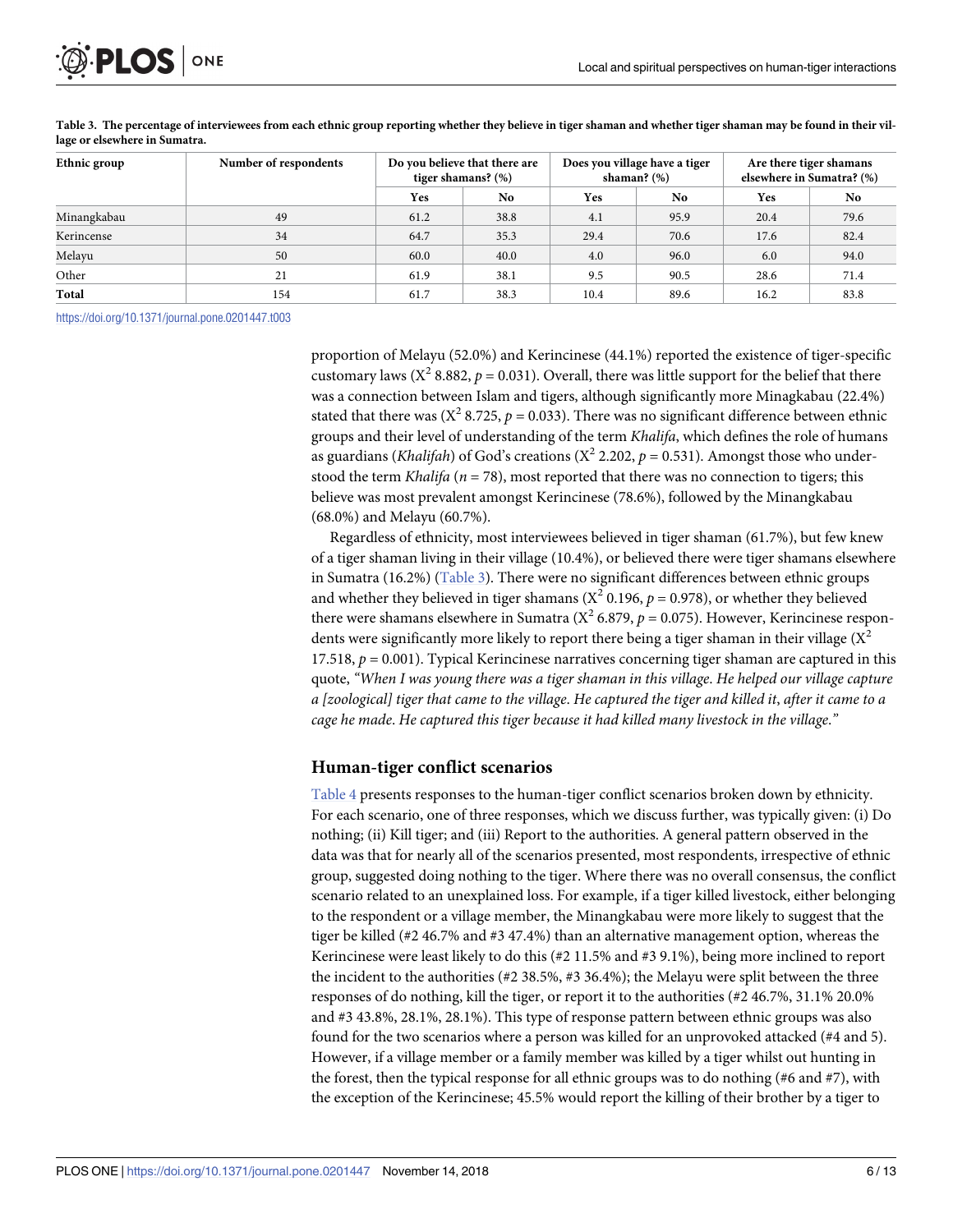**Table 3. The percentage of interviewees from each ethnic group reporting whether they believe in tiger shaman and whether tiger shaman may be found in their village or elsewhere in Sumatra.**

| Ethnic group | Number of respondents | Do you believe that there are tiger shamans? (%) | | Does you village have a tiger shaman? (%) | | Are there tiger shamans elsewhere in Sumatra? (%) | |
|---|---|---|---|---|---|---|---|
| | | Yes | No | Yes | No | Yes | No |
| Minangkabau | 49 | 61.2 | 38.8 | 4.1 | 95.9 | 20.4 | 79.6 |
| Kerincense | 34 | 64.7 | 35.3 | 29.4 | 70.6 | 17.6 | 82.4 |
| Melayu | 50 | 60.0 | 40.0 | 4.0 | 96.0 | 6.0 | 94.0 |
| Other | 21 | 61.9 | 38.1 | 9.5 | 90.5 | 28.6 | 71.4 |
| **Total** | 154 | 61.7 | 38.3 | 10.4 | 89.6 | 16.2 | 83.8 |

https://doi.org/10.1371/journal.pone.0201447.t003

proportion of Melayu (52.0%) and Kerincinese (44.1%) reported the existence of tiger-specific customary laws ($X^2$ 8.882, $p = 0.031$). Overall, there was little support for the belief that there was a connection between Islam and tigers, although significantly more Minagkabau (22.4%) stated that there was ($X^2$ 8.725, $p = 0.033$). There was no significant difference between ethnic groups and their level of understanding of the term *Khalifa*, which defines the role of humans as guardians (*Khalifah*) of God's creations ($X^2$ 2.202, $p = 0.531$). Amongst those who understood the term *Khalifa* ($n = 78$), most reported that there was no connection to tigers; this believe was most prevalent amongst Kerincinese (78.6%), followed by the Minangkabau (68.0%) and Melayu (60.7%).

Regardless of ethnicity, most interviewees believed in tiger shaman (61.7%), but few knew of a tiger shaman living in their village (10.4%), or believed there were tiger shamans elsewhere in Sumatra (16.2%) (Table 3). There were no significant differences between ethnic groups and whether they believed in tiger shamans ($X^2$ 0.196, $p = 0.978$), or whether they believed there were shamans elsewhere in Sumatra ($X^2$ 6.879, $p = 0.075$). However, Kerincinese respondents were significantly more likely to report there being a tiger shaman in their village ($X^2$ 17.518, $p = 0.001$). Typical Kerincinese narratives concerning tiger shaman are captured in this quote, *"When I was young there was a tiger shaman in this village. He helped our village capture a [zoological] tiger that came to the village. He captured the tiger and killed it, after it came to a cage he made. He captured this tiger because it had killed many livestock in the village."*

## Human-tiger conflict scenarios

Table 4 presents responses to the human-tiger conflict scenarios broken down by ethnicity. For each scenario, one of three responses, which we discuss further, was typically given: (i) Do nothing; (ii) Kill tiger; and (iii) Report to the authorities. A general pattern observed in the data was that for nearly all of the scenarios presented, most respondents, irrespective of ethnic group, suggested doing nothing to the tiger. Where there was no overall consensus, the conflict scenario related to an unexplained loss. For example, if a tiger killed livestock, either belonging to the respondent or a village member, the Minangkabau were more likely to suggest that the tiger be killed (#2 46.7% and #3 47.4%) than an alternative management option, whereas the Kerincinese were least likely to do this (#2 11.5% and #3 9.1%), being more inclined to report the incident to the authorities (#2 38.5%, #3 36.4%); the Melayu were split between the three responses of do nothing, kill the tiger, or report it to the authorities (#2 46.7%, 31.1% 20.0% and #3 43.8%, 28.1%, 28.1%). This type of response pattern between ethnic groups was also found for the two scenarios where a person was killed for an unprovoked attacked (#4 and 5). However, if a village member or a family member was killed by a tiger whilst out hunting in the forest, then the typical response for all ethnic groups was to do nothing (#6 and #7), with the exception of the Kerincinese; 45.5% would report the killing of their brother by a tiger to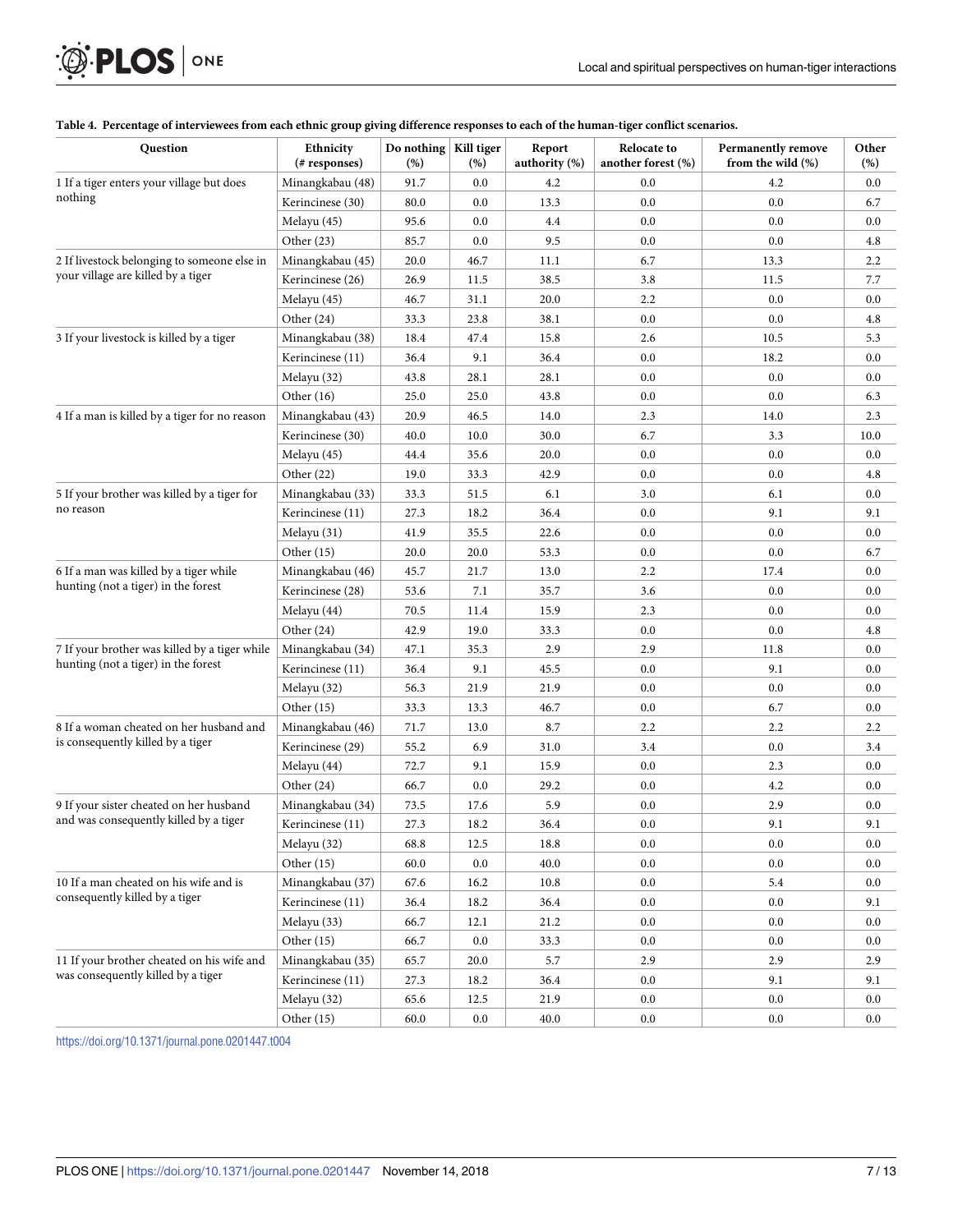**Table 4. Percentage of interviewees from each ethnic group giving difference responses to each of the human-tiger conflict scenarios.**

| Question | Ethnicity (# responses) | Do nothing (%) | Kill tiger (%) | Report authority (%) | Relocate to another forest (%) | Permanently remove from the wild (%) | Other (%) |
|---|---|---|---|---|---|---|---|
| 1 If a tiger enters your village but does nothing | Minangkabau (48) | 91.7 | 0.0 | 4.2 | 0.0 | 4.2 | 0.0 |
| | Kerincinese (30) | 80.0 | 0.0 | 13.3 | 0.0 | 0.0 | 6.7 |
| | Melayu (45) | 95.6 | 0.0 | 4.4 | 0.0 | 0.0 | 0.0 |
| | Other (23) | 85.7 | 0.0 | 9.5 | 0.0 | 0.0 | 4.8 |
| 2 If livestock belonging to someone else in your village are killed by a tiger | Minangkabau (45) | 20.0 | 46.7 | 11.1 | 6.7 | 13.3 | 2.2 |
| | Kerincinese (26) | 26.9 | 11.5 | 38.5 | 3.8 | 11.5 | 7.7 |
| | Melayu (45) | 46.7 | 31.1 | 20.0 | 2.2 | 0.0 | 0.0 |
| | Other (24) | 33.3 | 23.8 | 38.1 | 0.0 | 0.0 | 4.8 |
| 3 If your livestock is killed by a tiger | Minangkabau (38) | 18.4 | 47.4 | 15.8 | 2.6 | 10.5 | 5.3 |
| | Kerincinese (11) | 36.4 | 9.1 | 36.4 | 0.0 | 18.2 | 0.0 |
| | Melayu (32) | 43.8 | 28.1 | 28.1 | 0.0 | 0.0 | 0.0 |
| | Other (16) | 25.0 | 25.0 | 43.8 | 0.0 | 0.0 | 6.3 |
| 4 If a man is killed by a tiger for no reason | Minangkabau (43) | 20.9 | 46.5 | 14.0 | 2.3 | 14.0 | 2.3 |
| | Kerincinese (30) | 40.0 | 10.0 | 30.0 | 6.7 | 3.3 | 10.0 |
| | Melayu (45) | 44.4 | 35.6 | 20.0 | 0.0 | 0.0 | 0.0 |
| | Other (22) | 19.0 | 33.3 | 42.9 | 0.0 | 0.0 | 4.8 |
| 5 If your brother was killed by a tiger for no reason | Minangkabau (33) | 33.3 | 51.5 | 6.1 | 3.0 | 6.1 | 0.0 |
| | Kerincinese (11) | 27.3 | 18.2 | 36.4 | 0.0 | 9.1 | 9.1 |
| | Melayu (31) | 41.9 | 35.5 | 22.6 | 0.0 | 0.0 | 0.0 |
| | Other (15) | 20.0 | 20.0 | 53.3 | 0.0 | 0.0 | 6.7 |
| 6 If a man was killed by a tiger while hunting (not a tiger) in the forest | Minangkabau (46) | 45.7 | 21.7 | 13.0 | 2.2 | 17.4 | 0.0 |
| | Kerincinese (28) | 53.6 | 7.1 | 35.7 | 3.6 | 0.0 | 0.0 |
| | Melayu (44) | 70.5 | 11.4 | 15.9 | 2.3 | 0.0 | 0.0 |
| | Other (24) | 42.9 | 19.0 | 33.3 | 0.0 | 0.0 | 4.8 |
| 7 If your brother was killed by a tiger while hunting (not a tiger) in the forest | Minangkabau (34) | 47.1 | 35.3 | 2.9 | 2.9 | 11.8 | 0.0 |
| | Kerincinese (11) | 36.4 | 9.1 | 45.5 | 0.0 | 9.1 | 0.0 |
| | Melayu (32) | 56.3 | 21.9 | 21.9 | 0.0 | 0.0 | 0.0 |
| | Other (15) | 33.3 | 13.3 | 46.7 | 0.0 | 6.7 | 0.0 |
| 8 If a woman cheated on her husband and is consequently killed by a tiger | Minangkabau (46) | 71.7 | 13.0 | 8.7 | 2.2 | 2.2 | 2.2 |
| | Kerincinese (29) | 55.2 | 6.9 | 31.0 | 3.4 | 0.0 | 3.4 |
| | Melayu (44) | 72.7 | 9.1 | 15.9 | 0.0 | 2.3 | 0.0 |
| | Other (24) | 66.7 | 0.0 | 29.2 | 0.0 | 4.2 | 0.0 |
| 9 If your sister cheated on her husband and was consequently killed by a tiger | Minangkabau (34) | 73.5 | 17.6 | 5.9 | 0.0 | 2.9 | 0.0 |
| | Kerincinese (11) | 27.3 | 18.2 | 36.4 | 0.0 | 9.1 | 9.1 |
| | Melayu (32) | 68.8 | 12.5 | 18.8 | 0.0 | 0.0 | 0.0 |
| | Other (15) | 60.0 | 0.0 | 40.0 | 0.0 | 0.0 | 0.0 |
| 10 If a man cheated on his wife and is consequently killed by a tiger | Minangkabau (37) | 67.6 | 16.2 | 10.8 | 0.0 | 5.4 | 0.0 |
| | Kerincinese (11) | 36.4 | 18.2 | 36.4 | 0.0 | 0.0 | 9.1 |
| | Melayu (33) | 66.7 | 12.1 | 21.2 | 0.0 | 0.0 | 0.0 |
| | Other (15) | 66.7 | 0.0 | 33.3 | 0.0 | 0.0 | 0.0 |
| 11 If your brother cheated on his wife and was consequently killed by a tiger | Minangkabau (35) | 65.7 | 20.0 | 5.7 | 2.9 | 2.9 | 2.9 |
| | Kerincinese (11) | 27.3 | 18.2 | 36.4 | 0.0 | 9.1 | 9.1 |
| | Melayu (32) | 65.6 | 12.5 | 21.9 | 0.0 | 0.0 | 0.0 |
| | Other (15) | 60.0 | 0.0 | 40.0 | 0.0 | 0.0 | 0.0 |

https://doi.org/10.1371/journal.pone.0201447.t004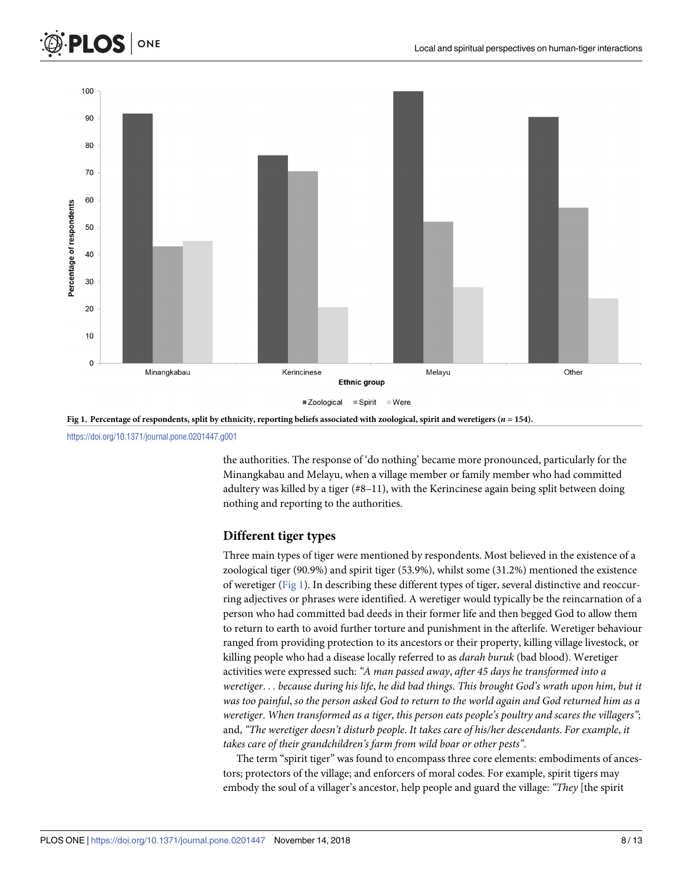Fig 1. Percentage of respondents, split by ethnicity, reporting beliefs associated with zoological, spirit and weretigers (*n* = 154).

https://doi.org/10.1371/journal.pone.0201447.g001

the authorities. The response of 'do nothing' became more pronounced, particularly for the Minangkabau and Melayu, when a village member or family member who had committed adultery was killed by a tiger (#8–11), with the Kerincinese again being split between doing nothing and reporting to the authorities.

## Different tiger types

Three main types of tiger were mentioned by respondents. Most believed in the existence of a zoological tiger (90.9%) and spirit tiger (53.9%), whilst some (31.2%) mentioned the existence of weretiger (Fig 1). In describing these different types of tiger, several distinctive and reoccurring adjectives or phrases were identified. A weretiger would typically be the reincarnation of a person who had committed bad deeds in their former life and then begged God to allow them to return to earth to avoid further torture and punishment in the afterlife. Weretiger behaviour ranged from providing protection to its ancestors or their property, killing village livestock, or killing people who had a disease locally referred to as *darah buruk* (bad blood). Weretiger activities were expressed such: *"A man passed away, after 45 days he transformed into a weretiger... because during his life, he did bad things. This brought God's wrath upon him, but it was too painful, so the person asked God to return to the world again and God returned him as a weretiger. When transformed as a tiger, this person eats people's poultry and scares the villagers"*; and, *"The weretiger doesn't disturb people. It takes care of his/her descendants. For example, it takes care of their grandchildren's farm from wild boar or other pests"*.

The term "spirit tiger" was found to encompass three core elements: embodiments of ancestors; protectors of the village; and enforcers of moral codes. For example, spirit tigers may embody the soul of a villager's ancestor, help people and guard the village: *"They* [the spirit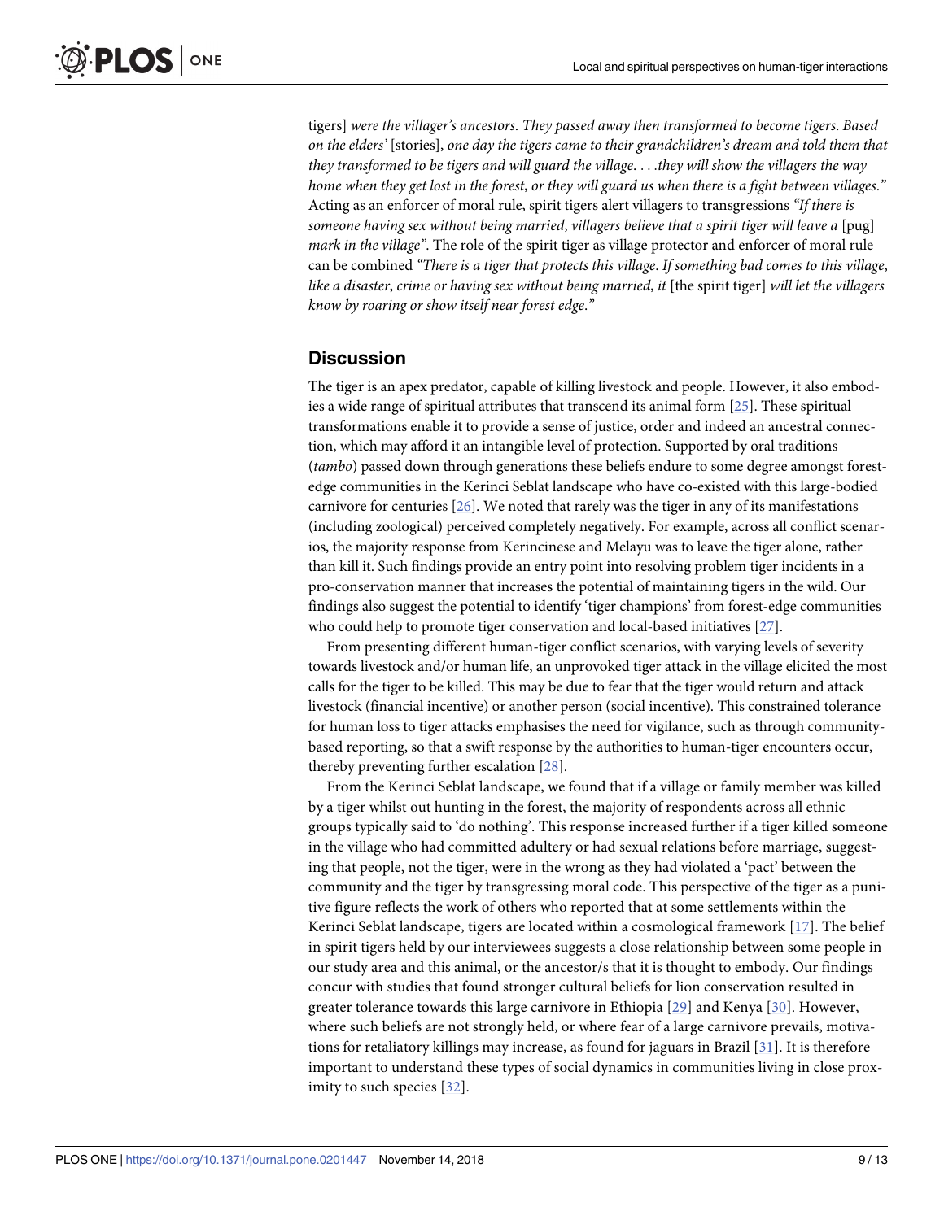tigers] *were the villager's ancestors. They passed away then transformed to become tigers. Based on the elders'* [stories], *one day the tigers came to their grandchildren's dream and told them that they transformed to be tigers and will guard the village. . . .they will show the villagers the way home when they get lost in the forest, or they will guard us when there is a fight between villages."* Acting as an enforcer of moral rule, spirit tigers alert villagers to transgressions *"If there is someone having sex without being married, villagers believe that a spirit tiger will leave a* [pug] *mark in the village"*. The role of the spirit tiger as village protector and enforcer of moral rule can be combined *"There is a tiger that protects this village. If something bad comes to this village, like a disaster, crime or having sex without being married, it* [the spirit tiger] *will let the villagers know by roaring or show itself near forest edge."*

## Discussion

The tiger is an apex predator, capable of killing livestock and people. However, it also embodies a wide range of spiritual attributes that transcend its animal form [25]. These spiritual transformations enable it to provide a sense of justice, order and indeed an ancestral connection, which may afford it an intangible level of protection. Supported by oral traditions (*tambo*) passed down through generations these beliefs endure to some degree amongst forest-edge communities in the Kerinci Seblat landscape who have co-existed with this large-bodied carnivore for centuries [26]. We noted that rarely was the tiger in any of its manifestations (including zoological) perceived completely negatively. For example, across all conflict scenarios, the majority response from Kerincinese and Melayu was to leave the tiger alone, rather than kill it. Such findings provide an entry point into resolving problem tiger incidents in a pro-conservation manner that increases the potential of maintaining tigers in the wild. Our findings also suggest the potential to identify 'tiger champions' from forest-edge communities who could help to promote tiger conservation and local-based initiatives [27].

From presenting different human-tiger conflict scenarios, with varying levels of severity towards livestock and/or human life, an unprovoked tiger attack in the village elicited the most calls for the tiger to be killed. This may be due to fear that the tiger would return and attack livestock (financial incentive) or another person (social incentive). This constrained tolerance for human loss to tiger attacks emphasises the need for vigilance, such as through community-based reporting, so that a swift response by the authorities to human-tiger encounters occur, thereby preventing further escalation [28].

From the Kerinci Seblat landscape, we found that if a village or family member was killed by a tiger whilst out hunting in the forest, the majority of respondents across all ethnic groups typically said to 'do nothing'. This response increased further if a tiger killed someone in the village who had committed adultery or had sexual relations before marriage, suggesting that people, not the tiger, were in the wrong as they had violated a 'pact' between the community and the tiger by transgressing moral code. This perspective of the tiger as a punitive figure reflects the work of others who reported that at some settlements within the Kerinci Seblat landscape, tigers are located within a cosmological framework [17]. The belief in spirit tigers held by our interviewees suggests a close relationship between some people in our study area and this animal, or the ancestor/s that it is thought to embody. Our findings concur with studies that found stronger cultural beliefs for lion conservation resulted in greater tolerance towards this large carnivore in Ethiopia [29] and Kenya [30]. However, where such beliefs are not strongly held, or where fear of a large carnivore prevails, motivations for retaliatory killings may increase, as found for jaguars in Brazil [31]. It is therefore important to understand these types of social dynamics in communities living in close proximity to such species [32].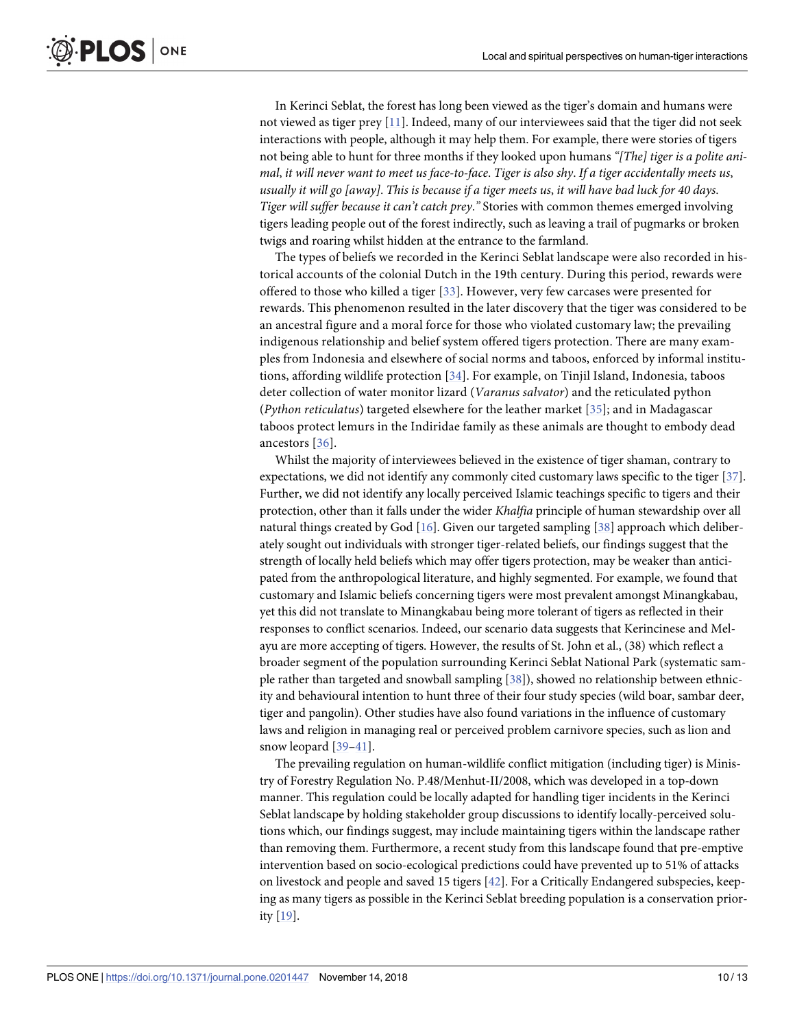In Kerinci Seblat, the forest has long been viewed as the tiger's domain and humans were not viewed as tiger prey [11]. Indeed, many of our interviewees said that the tiger did not seek interactions with people, although it may help them. For example, there were stories of tigers not being able to hunt for three months if they looked upon humans *"[The] tiger is a polite animal, it will never want to meet us face-to-face. Tiger is also shy. If a tiger accidentally meets us, usually it will go [away]. This is because if a tiger meets us, it will have bad luck for 40 days. Tiger will suffer because it can't catch prey."* Stories with common themes emerged involving tigers leading people out of the forest indirectly, such as leaving a trail of pugmarks or broken twigs and roaring whilst hidden at the entrance to the farmland.

The types of beliefs we recorded in the Kerinci Seblat landscape were also recorded in historical accounts of the colonial Dutch in the 19th century. During this period, rewards were offered to those who killed a tiger [33]. However, very few carcases were presented for rewards. This phenomenon resulted in the later discovery that the tiger was considered to be an ancestral figure and a moral force for those who violated customary law; the prevailing indigenous relationship and belief system offered tigers protection. There are many examples from Indonesia and elsewhere of social norms and taboos, enforced by informal institutions, affording wildlife protection [34]. For example, on Tinjil Island, Indonesia, taboos deter collection of water monitor lizard (*Varanus salvator*) and the reticulated python (*Python reticulatus*) targeted elsewhere for the leather market [35]; and in Madagascar taboos protect lemurs in the Indiridae family as these animals are thought to embody dead ancestors [36].

Whilst the majority of interviewees believed in the existence of tiger shaman, contrary to expectations, we did not identify any commonly cited customary laws specific to the tiger [37]. Further, we did not identify any locally perceived Islamic teachings specific to tigers and their protection, other than it falls under the wider *Khalfia* principle of human stewardship over all natural things created by God [16]. Given our targeted sampling [38] approach which deliberately sought out individuals with stronger tiger-related beliefs, our findings suggest that the strength of locally held beliefs which may offer tigers protection, may be weaker than anticipated from the anthropological literature, and highly segmented. For example, we found that customary and Islamic beliefs concerning tigers were most prevalent amongst Minangkabau, yet this did not translate to Minangkabau being more tolerant of tigers as reflected in their responses to conflict scenarios. Indeed, our scenario data suggests that Kerincinese and Melayu are more accepting of tigers. However, the results of St. John et al., (38) which reflect a broader segment of the population surrounding Kerinci Seblat National Park (systematic sample rather than targeted and snowball sampling [38]), showed no relationship between ethnicity and behavioural intention to hunt three of their four study species (wild boar, sambar deer, tiger and pangolin). Other studies have also found variations in the influence of customary laws and religion in managing real or perceived problem carnivore species, such as lion and snow leopard [39–41].

The prevailing regulation on human-wildlife conflict mitigation (including tiger) is Ministry of Forestry Regulation No. P.48/Menhut-II/2008, which was developed in a top-down manner. This regulation could be locally adapted for handling tiger incidents in the Kerinci Seblat landscape by holding stakeholder group discussions to identify locally-perceived solutions which, our findings suggest, may include maintaining tigers within the landscape rather than removing them. Furthermore, a recent study from this landscape found that pre-emptive intervention based on socio-ecological predictions could have prevented up to 51% of attacks on livestock and people and saved 15 tigers [42]. For a Critically Endangered subspecies, keeping as many tigers as possible in the Kerinci Seblat breeding population is a conservation priority [19].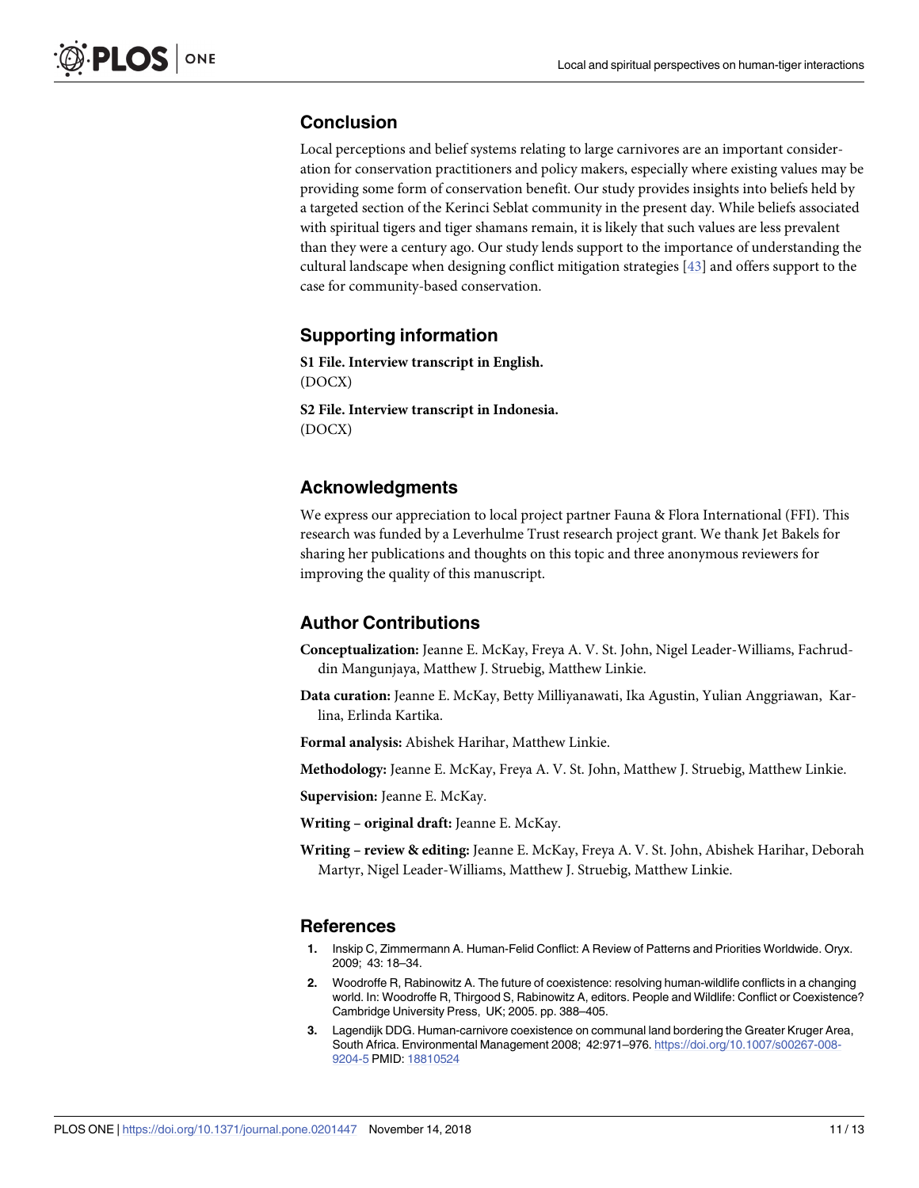## Conclusion

Local perceptions and belief systems relating to large carnivores are an important consideration for conservation practitioners and policy makers, especially where existing values may be providing some form of conservation benefit. Our study provides insights into beliefs held by a targeted section of the Kerinci Seblat community in the present day. While beliefs associated with spiritual tigers and tiger shamans remain, it is likely that such values are less prevalent than they were a century ago. Our study lends support to the importance of understanding the cultural landscape when designing conflict mitigation strategies [43] and offers support to the case for community-based conservation.

## Supporting information

**S1 File. Interview transcript in English.**
(DOCX)

**S2 File. Interview transcript in Indonesia.**
(DOCX)

## Acknowledgments

We express our appreciation to local project partner Fauna & Flora International (FFI). This research was funded by a Leverhulme Trust research project grant. We thank Jet Bakels for sharing her publications and thoughts on this topic and three anonymous reviewers for improving the quality of this manuscript.

## Author Contributions

**Conceptualization:** Jeanne E. McKay, Freya A. V. St. John, Nigel Leader-Williams, Fachruddin Mangunjaya, Matthew J. Struebig, Matthew Linkie.

**Data curation:** Jeanne E. McKay, Betty Milliyanawati, Ika Agustin, Yulian Anggriawan, Karlina, Erlinda Kartika.

**Formal analysis:** Abishek Harihar, Matthew Linkie.

**Methodology:** Jeanne E. McKay, Freya A. V. St. John, Matthew J. Struebig, Matthew Linkie.

**Supervision:** Jeanne E. McKay.

**Writing – original draft:** Jeanne E. McKay.

**Writing – review & editing:** Jeanne E. McKay, Freya A. V. St. John, Abishek Harihar, Deborah Martyr, Nigel Leader-Williams, Matthew J. Struebig, Matthew Linkie.

## References

1. Inskip C, Zimmermann A. Human-Felid Conflict: A Review of Patterns and Priorities Worldwide. Oryx. 2009; 43: 18–34.
2. Woodroffe R, Rabinowitz A. The future of coexistence: resolving human-wildlife conflicts in a changing world. In: Woodroffe R, Thirgood S, Rabinowitz A, editors. People and Wildlife: Conflict or Coexistence? Cambridge University Press, UK; 2005. pp. 388–405.
3. Lagendijk DDG. Human-carnivore coexistence on communal land bordering the Greater Kruger Area, South Africa. Environmental Management 2008; 42:971–976. https://doi.org/10.1007/s00267-008-9204-5 PMID: 18810524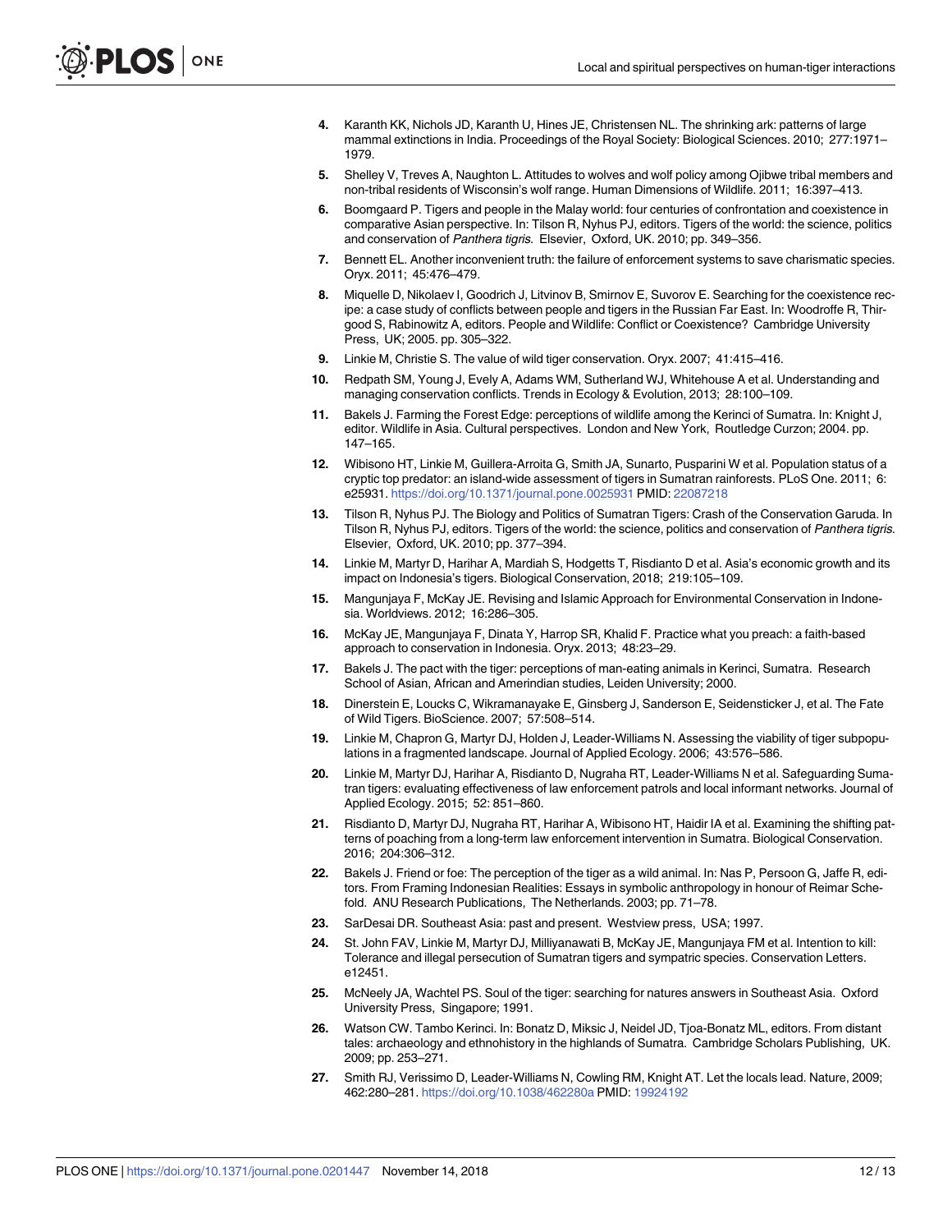4. Karanth KK, Nichols JD, Karanth U, Hines JE, Christensen NL. The shrinking ark: patterns of large mammal extinctions in India. Proceedings of the Royal Society: Biological Sciences. 2010; 277:1971–1979.
5. Shelley V, Treves A, Naughton L. Attitudes to wolves and wolf policy among Ojibwe tribal members and non-tribal residents of Wisconsin's wolf range. Human Dimensions of Wildlife. 2011; 16:397–413.
6. Boomgaard P. Tigers and people in the Malay world: four centuries of confrontation and coexistence in comparative Asian perspective. In: Tilson R, Nyhus PJ, editors. Tigers of the world: the science, politics and conservation of *Panthera tigris*. Elsevier, Oxford, UK. 2010; pp. 349–356.
7. Bennett EL. Another inconvenient truth: the failure of enforcement systems to save charismatic species. Oryx. 2011; 45:476–479.
8. Miquelle D, Nikolaev I, Goodrich J, Litvinov B, Smirnov E, Suvorov E. Searching for the coexistence recipe: a case study of conflicts between people and tigers in the Russian Far East. In: Woodroffe R, Thirgood S, Rabinowitz A, editors. People and Wildlife: Conflict or Coexistence? Cambridge University Press, UK; 2005. pp. 305–322.
9. Linkie M, Christie S. The value of wild tiger conservation. Oryx. 2007; 41:415–416.
10. Redpath SM, Young J, Evely A, Adams WM, Sutherland WJ, Whitehouse A et al. Understanding and managing conservation conflicts. Trends in Ecology & Evolution, 2013; 28:100–109.
11. Bakels J. Farming the Forest Edge: perceptions of wildlife among the Kerinci of Sumatra. In: Knight J, editor. Wildlife in Asia. Cultural perspectives. London and New York, Routledge Curzon; 2004. pp. 147–165.
12. Wibisono HT, Linkie M, Guillera-Arroita G, Smith JA, Sunarto, Pusparini W et al. Population status of a cryptic top predator: an island-wide assessment of tigers in Sumatran rainforests. PLoS One. 2011; 6: e25931. https://doi.org/10.1371/journal.pone.0025931 PMID: 22087218
13. Tilson R, Nyhus PJ. The Biology and Politics of Sumatran Tigers: Crash of the Conservation Garuda. In Tilson R, Nyhus PJ, editors. Tigers of the world: the science, politics and conservation of *Panthera tigris*. Elsevier, Oxford, UK. 2010; pp. 377–394.
14. Linkie M, Martyr D, Harihar A, Mardiah S, Hodgetts T, Risdianto D et al. Asia's economic growth and its impact on Indonesia's tigers. Biological Conservation, 2018; 219:105–109.
15. Mangunjaya F, McKay JE. Revising and Islamic Approach for Environmental Conservation in Indonesia. Worldviews. 2012; 16:286–305.
16. McKay JE, Mangunjaya F, Dinata Y, Harrop SR, Khalid F. Practice what you preach: a faith-based approach to conservation in Indonesia. Oryx. 2013; 48:23–29.
17. Bakels J. The pact with the tiger: perceptions of man-eating animals in Kerinci, Sumatra. Research School of Asian, African and Amerindian studies, Leiden University; 2000.
18. Dinerstein E, Loucks C, Wikramanayake E, Ginsberg J, Sanderson E, Seidensticker J, et al. The Fate of Wild Tigers. BioScience. 2007; 57:508–514.
19. Linkie M, Chapron G, Martyr DJ, Holden J, Leader-Williams N. Assessing the viability of tiger subpopulations in a fragmented landscape. Journal of Applied Ecology. 2006; 43:576–586.
20. Linkie M, Martyr DJ, Harihar A, Risdianto D, Nugraha RT, Leader-Williams N et al. Safeguarding Sumatran tigers: evaluating effectiveness of law enforcement patrols and local informant networks. Journal of Applied Ecology. 2015; 52: 851–860.
21. Risdianto D, Martyr DJ, Nugraha RT, Harihar A, Wibisono HT, Haidir IA et al. Examining the shifting patterns of poaching from a long-term law enforcement intervention in Sumatra. Biological Conservation. 2016; 204:306–312.
22. Bakels J. Friend or foe: The perception of the tiger as a wild animal. In: Nas P, Persoon G, Jaffe R, editors. From Framing Indonesian Realities: Essays in symbolic anthropology in honour of Reimar Schefold. ANU Research Publications, The Netherlands. 2003; pp. 71–78.
23. SarDesai DR. Southeast Asia: past and present. Westview press, USA; 1997.
24. St. John FAV, Linkie M, Martyr DJ, Milliyanawati B, McKay JE, Mangunjaya FM et al. Intention to kill: Tolerance and illegal persecution of Sumatran tigers and sympatric species. Conservation Letters. e12451.
25. McNeely JA, Wachtel PS. Soul of the tiger: searching for natures answers in Southeast Asia. Oxford University Press, Singapore; 1991.
26. Watson CW. Tambo Kerinci. In: Bonatz D, Miksic J, Neidel JD, Tjoa-Bonatz ML, editors. From distant tales: archaeology and ethnohistory in the highlands of Sumatra. Cambridge Scholars Publishing, UK. 2009; pp. 253–271.
27. Smith RJ, Verissimo D, Leader-Williams N, Cowling RM, Knight AT. Let the locals lead. Nature, 2009; 462:280–281. https://doi.org/10.1038/462280a PMID: 19924192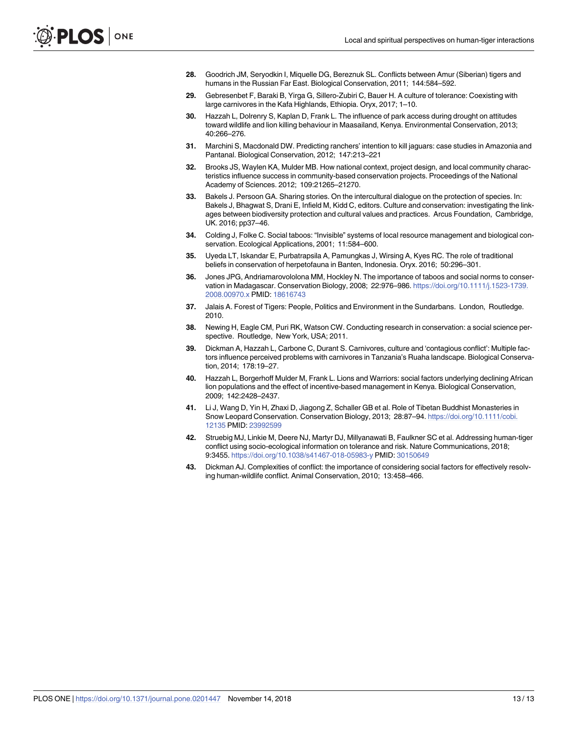28. Goodrich JM, Seryodkin I, Miquelle DG, Bereznuk SL. Conflicts between Amur (Siberian) tigers and humans in the Russian Far East. Biological Conservation, 2011; 144:584–592.
29. Gebresenbet F, Baraki B, Yirga G, Sillero-Zubiri C, Bauer H. A culture of tolerance: Coexisting with large carnivores in the Kafa Highlands, Ethiopia. Oryx, 2017; 1–10.
30. Hazzah L, Dolrenry S, Kaplan D, Frank L. The influence of park access during drought on attitudes toward wildlife and lion killing behaviour in Maasailand, Kenya. Environmental Conservation, 2013; 40:266–276.
31. Marchini S, Macdonald DW. Predicting ranchers' intention to kill jaguars: case studies in Amazonia and Pantanal. Biological Conservation, 2012; 147:213–221
32. Brooks JS, Waylen KA, Mulder MB. How national context, project design, and local community characteristics influence success in community-based conservation projects. Proceedings of the National Academy of Sciences. 2012; 109:21265–21270.
33. Bakels J. Persoon GA. Sharing stories. On the intercultural dialogue on the protection of species. In: Bakels J, Bhagwat S, Drani E, Infield M, Kidd C, editors. Culture and conservation: investigating the linkages between biodiversity protection and cultural values and practices. Arcus Foundation, Cambridge, UK. 2016; pp37–46.
34. Colding J, Folke C. Social taboos: "Invisible" systems of local resource management and biological conservation. Ecological Applications, 2001; 11:584–600.
35. Uyeda LT, Iskandar E, Purbatrapsila A, Pamungkas J, Wirsing A, Kyes RC. The role of traditional beliefs in conservation of herpetofauna in Banten, Indonesia. Oryx. 2016; 50:296–301.
36. Jones JPG, Andriamarovololona MM, Hockley N. The importance of taboos and social norms to conservation in Madagascar. Conservation Biology, 2008; 22:976–986. https://doi.org/10.1111/j.1523-1739.2008.00970.x PMID: 18616743
37. Jalais A. Forest of Tigers: People, Politics and Environment in the Sundarbans. London, Routledge. 2010.
38. Newing H, Eagle CM, Puri RK, Watson CW. Conducting research in conservation: a social science perspective. Routledge, New York, USA; 2011.
39. Dickman A, Hazzah L, Carbone C, Durant S. Carnivores, culture and 'contagious conflict': Multiple factors influence perceived problems with carnivores in Tanzania's Ruaha landscape. Biological Conservation, 2014; 178:19–27.
40. Hazzah L, Borgerhoff Mulder M, Frank L. Lions and Warriors: social factors underlying declining African lion populations and the effect of incentive-based management in Kenya. Biological Conservation, 2009; 142:2428–2437.
41. Li J, Wang D, Yin H, Zhaxi D, Jiagong Z, Schaller GB et al. Role of Tibetan Buddhist Monasteries in Snow Leopard Conservation. Conservation Biology, 2013; 28:87–94. https://doi.org/10.1111/cobi.12135 PMID: 23992599
42. Struebig MJ, Linkie M, Deere NJ, Martyr DJ, Millyanawati B, Faulkner SC et al. Addressing human-tiger conflict using socio-ecological information on tolerance and risk. Nature Communications, 2018; 9:3455. https://doi.org/10.1038/s41467-018-05983-y PMID: 30150649
43. Dickman AJ. Complexities of conflict: the importance of considering social factors for effectively resolving human-wildlife conflict. Animal Conservation, 2010; 13:458–466.